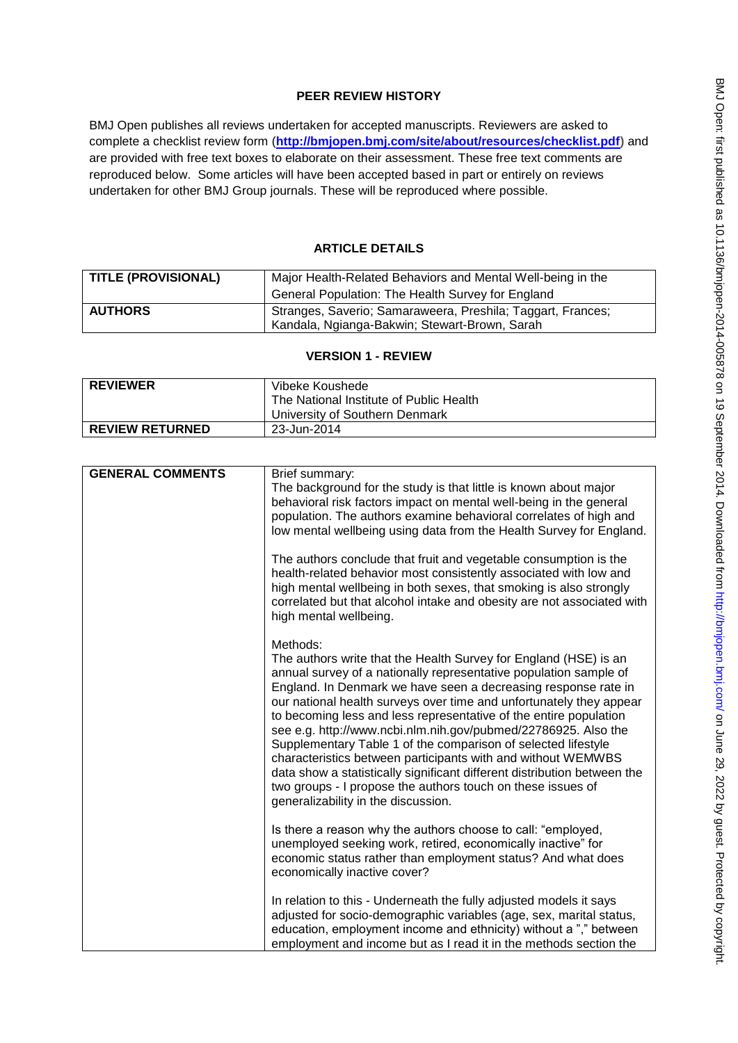## PEER REVIEW HISTORY

BMJ Open publishes all reviews undertaken for accepted manuscripts. Reviewers are asked to complete a checklist review form (**http://bmjopen.bmj.com/site/about/resources/checklist.pdf**) and are provided with free text boxes to elaborate on their assessment. These free text comments are reproduced below. Some articles will have been accepted based in part or entirely on reviews undertaken for other BMJ Group journals. These will be reproduced where possible.

## ARTICLE DETAILS

| | |
|---|---|
| **TITLE (PROVISIONAL)** | Major Health-Related Behaviors and Mental Well-being in the General Population: The Health Survey for England |
| **AUTHORS** | Stranges, Saverio; Samaraweera, Preshila; Taggart, Frances; Kandala, Ngianga-Bakwin; Stewart-Brown, Sarah |

## VERSION 1 - REVIEW

| | |
|---|---|
| **REVIEWER** | Vibeke Koushede<br>The National Institute of Public Health<br>University of Southern Denmark |
| **REVIEW RETURNED** | 23-Jun-2014 |

| | |
|---|---|
| **GENERAL COMMENTS** | Brief summary:<br>The background for the study is that little is known about major behavioral risk factors impact on mental well-being in the general population. The authors examine behavioral correlates of high and low mental wellbeing using data from the Health Survey for England.<br><br>The authors conclude that fruit and vegetable consumption is the health-related behavior most consistently associated with low and high mental wellbeing in both sexes, that smoking is also strongly correlated but that alcohol intake and obesity are not associated with high mental wellbeing.<br><br>Methods:<br>The authors write that the Health Survey for England (HSE) is an annual survey of a nationally representative population sample of England. In Denmark we have seen a decreasing response rate in our national health surveys over time and unfortunately they appear to becoming less and less representative of the entire population see e.g. http://www.ncbi.nlm.nih.gov/pubmed/22786925. Also the Supplementary Table 1 of the comparison of selected lifestyle characteristics between participants with and without WEMWBS data show a statistically significant different distribution between the two groups - I propose the authors touch on these issues of generalizability in the discussion.<br><br>Is there a reason why the authors choose to call: "employed, unemployed seeking work, retired, economically inactive" for economic status rather than employment status? And what does economically inactive cover?<br><br>In relation to this - Underneath the fully adjusted models it says adjusted for socio-demographic variables (age, sex, marital status, education, employment income and ethnicity) without a "," between employment and income but as I read it in the methods section the |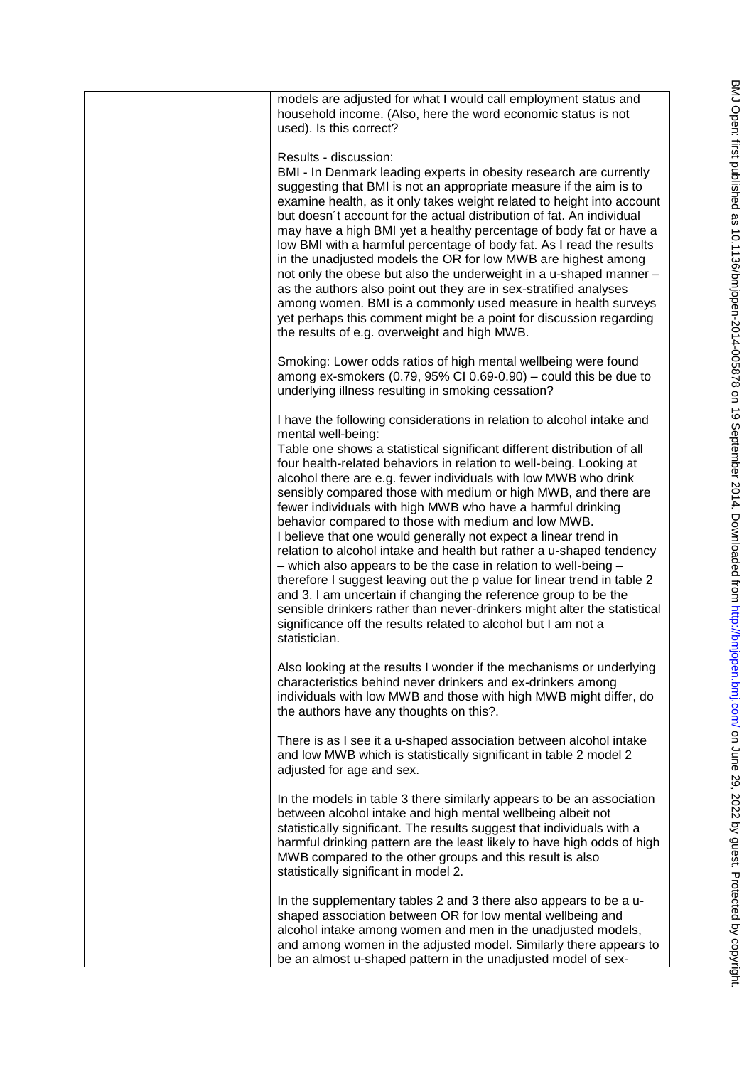models are adjusted for what I would call employment status and household income. (Also, here the word economic status is not used). Is this correct?

Results - discussion:
BMI - In Denmark leading experts in obesity research are currently suggesting that BMI is not an appropriate measure if the aim is to examine health, as it only takes weight related to height into account but doesn´t account for the actual distribution of fat. An individual may have a high BMI yet a healthy percentage of body fat or have a low BMI with a harmful percentage of body fat. As I read the results in the unadjusted models the OR for low MWB are highest among not only the obese but also the underweight in a u-shaped manner – as the authors also point out they are in sex-stratified analyses among women. BMI is a commonly used measure in health surveys yet perhaps this comment might be a point for discussion regarding the results of e.g. overweight and high MWB.

Smoking: Lower odds ratios of high mental wellbeing were found among ex-smokers (0.79, 95% CI 0.69-0.90) – could this be due to underlying illness resulting in smoking cessation?

I have the following considerations in relation to alcohol intake and mental well-being:
Table one shows a statistical significant different distribution of all four health-related behaviors in relation to well-being. Looking at alcohol there are e.g. fewer individuals with low MWB who drink sensibly compared those with medium or high MWB, and there are fewer individuals with high MWB who have a harmful drinking behavior compared to those with medium and low MWB.
I believe that one would generally not expect a linear trend in relation to alcohol intake and health but rather a u-shaped tendency – which also appears to be the case in relation to well-being – therefore I suggest leaving out the p value for linear trend in table 2 and 3. I am uncertain if changing the reference group to be the sensible drinkers rather than never-drinkers might alter the statistical significance off the results related to alcohol but I am not a statistician.

Also looking at the results I wonder if the mechanisms or underlying characteristics behind never drinkers and ex-drinkers among individuals with low MWB and those with high MWB might differ, do the authors have any thoughts on this?.

There is as I see it a u-shaped association between alcohol intake and low MWB which is statistically significant in table 2 model 2 adjusted for age and sex.

In the models in table 3 there similarly appears to be an association between alcohol intake and high mental wellbeing albeit not statistically significant. The results suggest that individuals with a harmful drinking pattern are the least likely to have high odds of high MWB compared to the other groups and this result is also statistically significant in model 2.

In the supplementary tables 2 and 3 there also appears to be a u-shaped association between OR for low mental wellbeing and alcohol intake among women and men in the unadjusted models, and among women in the adjusted model. Similarly there appears to be an almost u-shaped pattern in the unadjusted model of sex-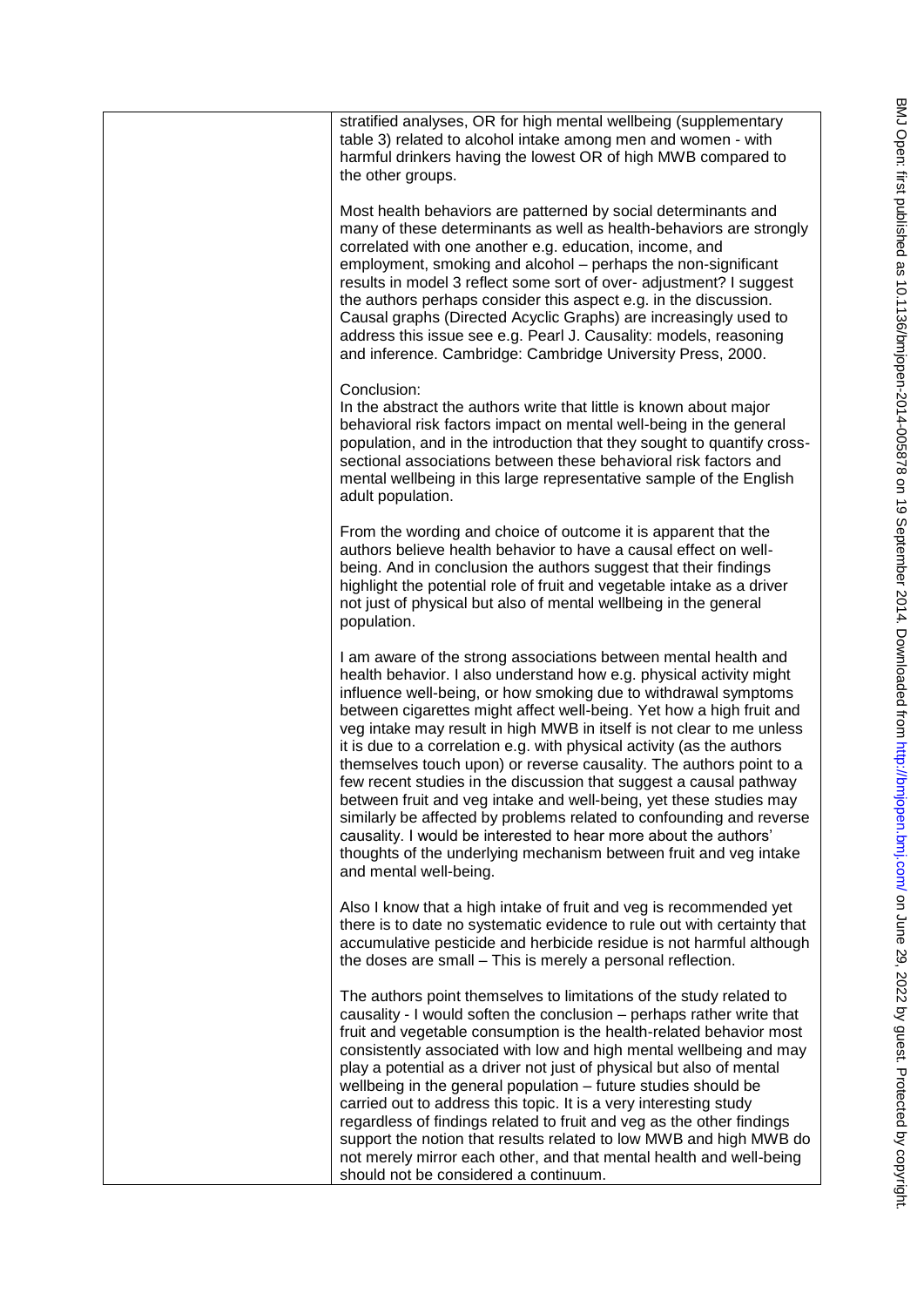stratified analyses, OR for high mental wellbeing (supplementary table 3) related to alcohol intake among men and women - with harmful drinkers having the lowest OR of high MWB compared to the other groups.

Most health behaviors are patterned by social determinants and many of these determinants as well as health-behaviors are strongly correlated with one another e.g. education, income, and employment, smoking and alcohol – perhaps the non-significant results in model 3 reflect some sort of over- adjustment? I suggest the authors perhaps consider this aspect e.g. in the discussion. Causal graphs (Directed Acyclic Graphs) are increasingly used to address this issue see e.g. Pearl J. Causality: models, reasoning and inference. Cambridge: Cambridge University Press, 2000.

Conclusion:
In the abstract the authors write that little is known about major behavioral risk factors impact on mental well-being in the general population, and in the introduction that they sought to quantify cross-sectional associations between these behavioral risk factors and mental wellbeing in this large representative sample of the English adult population.

From the wording and choice of outcome it is apparent that the authors believe health behavior to have a causal effect on well-being. And in conclusion the authors suggest that their findings highlight the potential role of fruit and vegetable intake as a driver not just of physical but also of mental wellbeing in the general population.

I am aware of the strong associations between mental health and health behavior. I also understand how e.g. physical activity might influence well-being, or how smoking due to withdrawal symptoms between cigarettes might affect well-being. Yet how a high fruit and veg intake may result in high MWB in itself is not clear to me unless it is due to a correlation e.g. with physical activity (as the authors themselves touch upon) or reverse causality. The authors point to a few recent studies in the discussion that suggest a causal pathway between fruit and veg intake and well-being, yet these studies may similarly be affected by problems related to confounding and reverse causality. I would be interested to hear more about the authors' thoughts of the underlying mechanism between fruit and veg intake and mental well-being.

Also I know that a high intake of fruit and veg is recommended yet there is to date no systematic evidence to rule out with certainty that accumulative pesticide and herbicide residue is not harmful although the doses are small – This is merely a personal reflection.

The authors point themselves to limitations of the study related to causality - I would soften the conclusion – perhaps rather write that fruit and vegetable consumption is the health-related behavior most consistently associated with low and high mental wellbeing and may play a potential as a driver not just of physical but also of mental wellbeing in the general population – future studies should be carried out to address this topic. It is a very interesting study regardless of findings related to fruit and veg as the other findings support the notion that results related to low MWB and high MWB do not merely mirror each other, and that mental health and well-being should not be considered a continuum.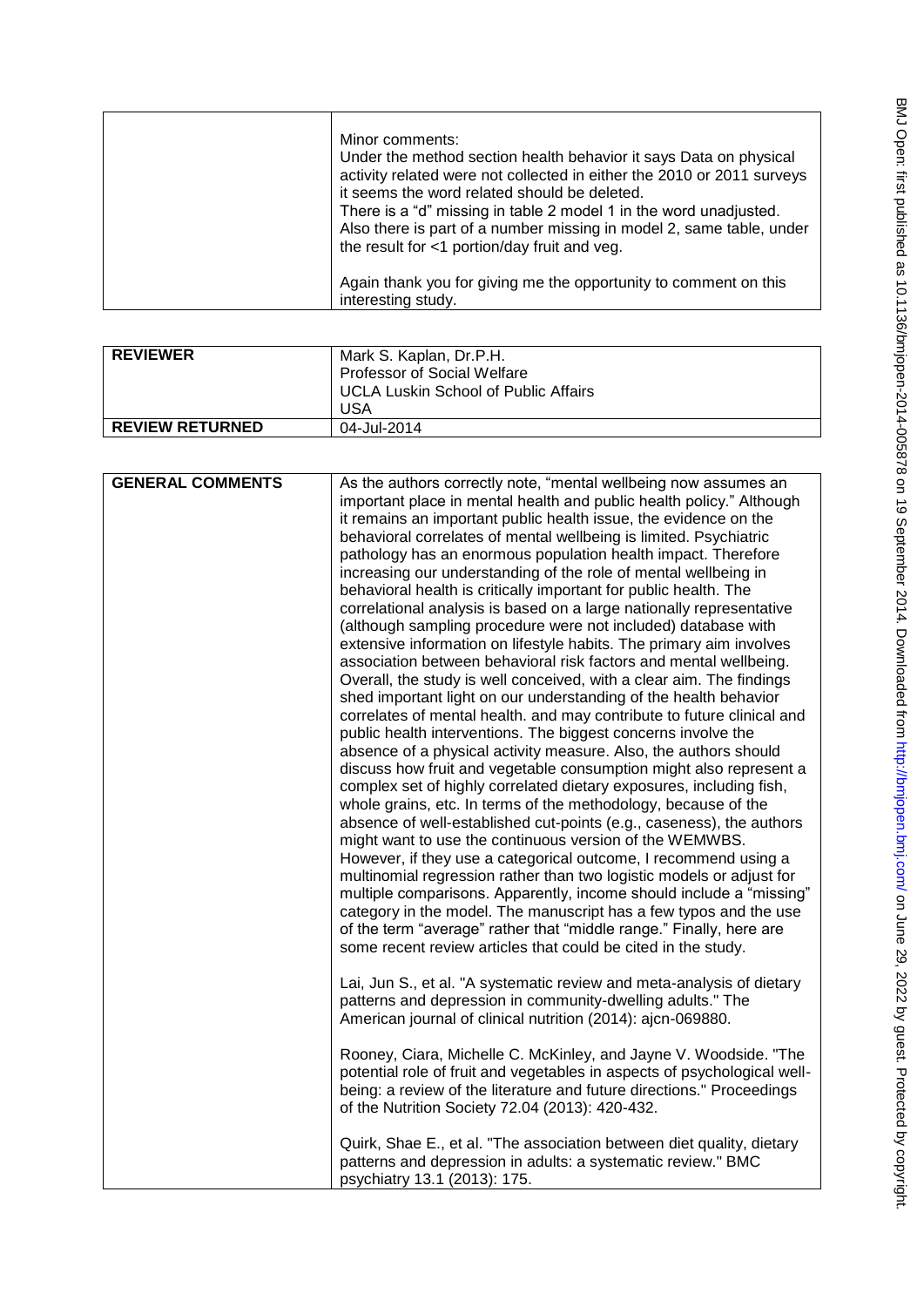| | |
|---|---|
| | Minor comments:<br>Under the method section health behavior it says Data on physical activity related were not collected in either the 2010 or 2011 surveys it seems the word related should be deleted.<br>There is a "d" missing in table 2 model 1 in the word unadjusted. Also there is part of a number missing in model 2, same table, under the result for <1 portion/day fruit and veg.<br><br>Again thank you for giving me the opportunity to comment on this interesting study. |

| | |
|---|---|
| **REVIEWER** | Mark S. Kaplan, Dr.P.H.<br>Professor of Social Welfare<br>UCLA Luskin School of Public Affairs<br>USA |
| **REVIEW RETURNED** | 04-Jul-2014 |

| | |
|---|---|
| **GENERAL COMMENTS** | As the authors correctly note, "mental wellbeing now assumes an important place in mental health and public health policy." Although it remains an important public health issue, the evidence on the behavioral correlates of mental wellbeing is limited. Psychiatric pathology has an enormous population health impact. Therefore increasing our understanding of the role of mental wellbeing in behavioral health is critically important for public health. The correlational analysis is based on a large nationally representative (although sampling procedure were not included) database with extensive information on lifestyle habits. The primary aim involves association between behavioral risk factors and mental wellbeing. Overall, the study is well conceived, with a clear aim. The findings shed important light on our understanding of the health behavior correlates of mental health. and may contribute to future clinical and public health interventions. The biggest concerns involve the absence of a physical activity measure. Also, the authors should discuss how fruit and vegetable consumption might also represent a complex set of highly correlated dietary exposures, including fish, whole grains, etc. In terms of the methodology, because of the absence of well-established cut-points (e.g., caseness), the authors might want to use the continuous version of the WEMWBS. However, if they use a categorical outcome, I recommend using a multinomial regression rather than two logistic models or adjust for multiple comparisons. Apparently, income should include a "missing" category in the model. The manuscript has a few typos and the use of the term "average" rather that "middle range." Finally, here are some recent review articles that could be cited in the study.<br><br>Lai, Jun S., et al. "A systematic review and meta-analysis of dietary patterns and depression in community-dwelling adults." The American journal of clinical nutrition (2014): ajcn-069880.<br><br>Rooney, Ciara, Michelle C. McKinley, and Jayne V. Woodside. "The potential role of fruit and vegetables in aspects of psychological well-being: a review of the literature and future directions." Proceedings of the Nutrition Society 72.04 (2013): 420-432.<br><br>Quirk, Shae E., et al. "The association between diet quality, dietary patterns and depression in adults: a systematic review." BMC psychiatry 13.1 (2013): 175. |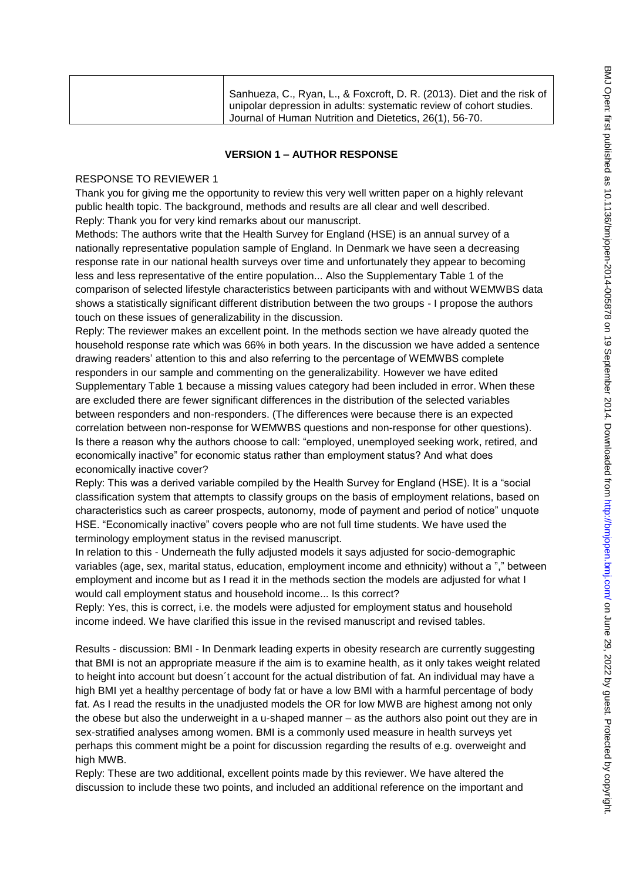| | Sanhueza, C., Ryan, L., & Foxcroft, D. R. (2013). Diet and the risk of unipolar depression in adults: systematic review of cohort studies. Journal of Human Nutrition and Dietetics, 26(1), 56-70. |
|---|---|

## VERSION 1 – AUTHOR RESPONSE

RESPONSE TO REVIEWER 1

Thank you for giving me the opportunity to review this very well written paper on a highly relevant public health topic. The background, methods and results are all clear and well described.

Reply: Thank you for very kind remarks about our manuscript.

Methods: The authors write that the Health Survey for England (HSE) is an annual survey of a nationally representative population sample of England. In Denmark we have seen a decreasing response rate in our national health surveys over time and unfortunately they appear to becoming less and less representative of the entire population... Also the Supplementary Table 1 of the comparison of selected lifestyle characteristics between participants with and without WEMWBS data shows a statistically significant different distribution between the two groups - I propose the authors touch on these issues of generalizability in the discussion.

Reply: The reviewer makes an excellent point. In the methods section we have already quoted the household response rate which was 66% in both years. In the discussion we have added a sentence drawing readers' attention to this and also referring to the percentage of WEMWBS complete responders in our sample and commenting on the generalizability. However we have edited Supplementary Table 1 because a missing values category had been included in error. When these are excluded there are fewer significant differences in the distribution of the selected variables between responders and non-responders. (The differences were because there is an expected correlation between non-response for WEMWBS questions and non-response for other questions).

Is there a reason why the authors choose to call: "employed, unemployed seeking work, retired, and economically inactive" for economic status rather than employment status? And what does economically inactive cover?

Reply: This was a derived variable compiled by the Health Survey for England (HSE). It is a "social classification system that attempts to classify groups on the basis of employment relations, based on characteristics such as career prospects, autonomy, mode of payment and period of notice" unquote HSE. "Economically inactive" covers people who are not full time students. We have used the terminology employment status in the revised manuscript.

In relation to this - Underneath the fully adjusted models it says adjusted for socio-demographic variables (age, sex, marital status, education, employment income and ethnicity) without a "," between employment and income but as I read it in the methods section the models are adjusted for what I would call employment status and household income... Is this correct?

Reply: Yes, this is correct, i.e. the models were adjusted for employment status and household income indeed. We have clarified this issue in the revised manuscript and revised tables.

Results - discussion: BMI - In Denmark leading experts in obesity research are currently suggesting that BMI is not an appropriate measure if the aim is to examine health, as it only takes weight related to height into account but doesn´t account for the actual distribution of fat. An individual may have a high BMI yet a healthy percentage of body fat or have a low BMI with a harmful percentage of body fat. As I read the results in the unadjusted models the OR for low MWB are highest among not only the obese but also the underweight in a u-shaped manner – as the authors also point out they are in sex-stratified analyses among women. BMI is a commonly used measure in health surveys yet perhaps this comment might be a point for discussion regarding the results of e.g. overweight and high MWB.

Reply: These are two additional, excellent points made by this reviewer. We have altered the discussion to include these two points, and included an additional reference on the important and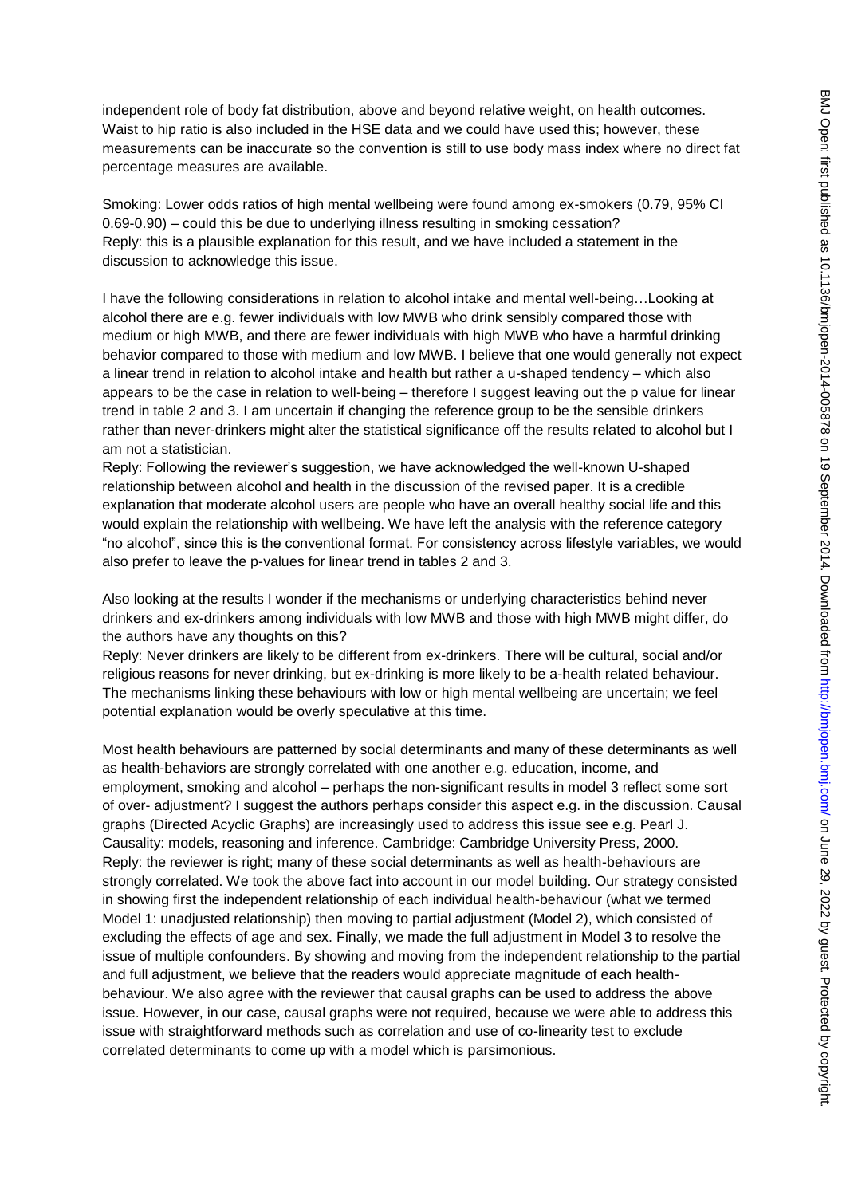independent role of body fat distribution, above and beyond relative weight, on health outcomes. Waist to hip ratio is also included in the HSE data and we could have used this; however, these measurements can be inaccurate so the convention is still to use body mass index where no direct fat percentage measures are available.

Smoking: Lower odds ratios of high mental wellbeing were found among ex-smokers (0.79, 95% CI 0.69-0.90) – could this be due to underlying illness resulting in smoking cessation?
Reply: this is a plausible explanation for this result, and we have included a statement in the discussion to acknowledge this issue.

I have the following considerations in relation to alcohol intake and mental well-being…Looking at alcohol there are e.g. fewer individuals with low MWB who drink sensibly compared those with medium or high MWB, and there are fewer individuals with high MWB who have a harmful drinking behavior compared to those with medium and low MWB. I believe that one would generally not expect a linear trend in relation to alcohol intake and health but rather a u-shaped tendency – which also appears to be the case in relation to well-being – therefore I suggest leaving out the p value for linear trend in table 2 and 3. I am uncertain if changing the reference group to be the sensible drinkers rather than never-drinkers might alter the statistical significance off the results related to alcohol but I am not a statistician.
Reply: Following the reviewer's suggestion, we have acknowledged the well-known U-shaped relationship between alcohol and health in the discussion of the revised paper. It is a credible explanation that moderate alcohol users are people who have an overall healthy social life and this would explain the relationship with wellbeing. We have left the analysis with the reference category "no alcohol", since this is the conventional format. For consistency across lifestyle variables, we would also prefer to leave the p-values for linear trend in tables 2 and 3.

Also looking at the results I wonder if the mechanisms or underlying characteristics behind never drinkers and ex-drinkers among individuals with low MWB and those with high MWB might differ, do the authors have any thoughts on this?
Reply: Never drinkers are likely to be different from ex-drinkers. There will be cultural, social and/or religious reasons for never drinking, but ex-drinking is more likely to be a-health related behaviour. The mechanisms linking these behaviours with low or high mental wellbeing are uncertain; we feel potential explanation would be overly speculative at this time.

Most health behaviours are patterned by social determinants and many of these determinants as well as health-behaviors are strongly correlated with one another e.g. education, income, and employment, smoking and alcohol – perhaps the non-significant results in model 3 reflect some sort of over- adjustment? I suggest the authors perhaps consider this aspect e.g. in the discussion. Causal graphs (Directed Acyclic Graphs) are increasingly used to address this issue see e.g. Pearl J. Causality: models, reasoning and inference. Cambridge: Cambridge University Press, 2000.
Reply: the reviewer is right; many of these social determinants as well as health-behaviours are strongly correlated. We took the above fact into account in our model building. Our strategy consisted in showing first the independent relationship of each individual health-behaviour (what we termed Model 1: unadjusted relationship) then moving to partial adjustment (Model 2), which consisted of excluding the effects of age and sex. Finally, we made the full adjustment in Model 3 to resolve the issue of multiple confounders. By showing and moving from the independent relationship to the partial and full adjustment, we believe that the readers would appreciate magnitude of each health-behaviour. We also agree with the reviewer that causal graphs can be used to address the above issue. However, in our case, causal graphs were not required, because we were able to address this issue with straightforward methods such as correlation and use of co-linearity test to exclude correlated determinants to come up with a model which is parsimonious.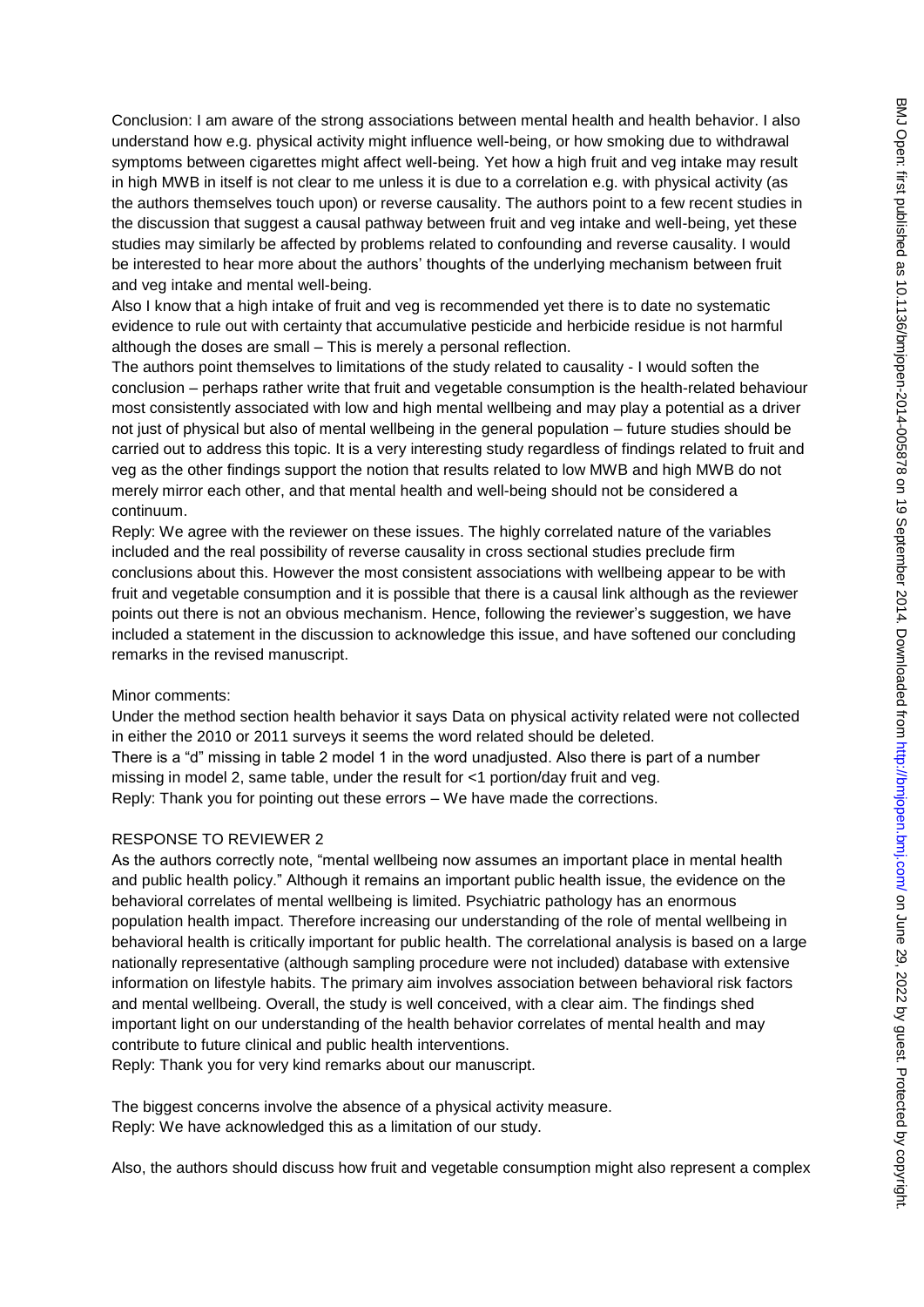Conclusion: I am aware of the strong associations between mental health and health behavior. I also understand how e.g. physical activity might influence well-being, or how smoking due to withdrawal symptoms between cigarettes might affect well-being. Yet how a high fruit and veg intake may result in high MWB in itself is not clear to me unless it is due to a correlation e.g. with physical activity (as the authors themselves touch upon) or reverse causality. The authors point to a few recent studies in the discussion that suggest a causal pathway between fruit and veg intake and well-being, yet these studies may similarly be affected by problems related to confounding and reverse causality. I would be interested to hear more about the authors' thoughts of the underlying mechanism between fruit and veg intake and mental well-being.

Also I know that a high intake of fruit and veg is recommended yet there is to date no systematic evidence to rule out with certainty that accumulative pesticide and herbicide residue is not harmful although the doses are small – This is merely a personal reflection.

The authors point themselves to limitations of the study related to causality - I would soften the conclusion – perhaps rather write that fruit and vegetable consumption is the health-related behaviour most consistently associated with low and high mental wellbeing and may play a potential as a driver not just of physical but also of mental wellbeing in the general population – future studies should be carried out to address this topic. It is a very interesting study regardless of findings related to fruit and veg as the other findings support the notion that results related to low MWB and high MWB do not merely mirror each other, and that mental health and well-being should not be considered a continuum.

Reply: We agree with the reviewer on these issues. The highly correlated nature of the variables included and the real possibility of reverse causality in cross sectional studies preclude firm conclusions about this. However the most consistent associations with wellbeing appear to be with fruit and vegetable consumption and it is possible that there is a causal link although as the reviewer points out there is not an obvious mechanism. Hence, following the reviewer's suggestion, we have included a statement in the discussion to acknowledge this issue, and have softened our concluding remarks in the revised manuscript.

Minor comments:

Under the method section health behavior it says Data on physical activity related were not collected in either the 2010 or 2011 surveys it seems the word related should be deleted.

There is a "d" missing in table 2 model 1 in the word unadjusted. Also there is part of a number missing in model 2, same table, under the result for <1 portion/day fruit and veg.

Reply: Thank you for pointing out these errors – We have made the corrections.

RESPONSE TO REVIEWER 2

As the authors correctly note, "mental wellbeing now assumes an important place in mental health and public health policy." Although it remains an important public health issue, the evidence on the behavioral correlates of mental wellbeing is limited. Psychiatric pathology has an enormous population health impact. Therefore increasing our understanding of the role of mental wellbeing in behavioral health is critically important for public health. The correlational analysis is based on a large nationally representative (although sampling procedure were not included) database with extensive information on lifestyle habits. The primary aim involves association between behavioral risk factors and mental wellbeing. Overall, the study is well conceived, with a clear aim. The findings shed important light on our understanding of the health behavior correlates of mental health and may contribute to future clinical and public health interventions.

Reply: Thank you for very kind remarks about our manuscript.

The biggest concerns involve the absence of a physical activity measure.

Reply: We have acknowledged this as a limitation of our study.

Also, the authors should discuss how fruit and vegetable consumption might also represent a complex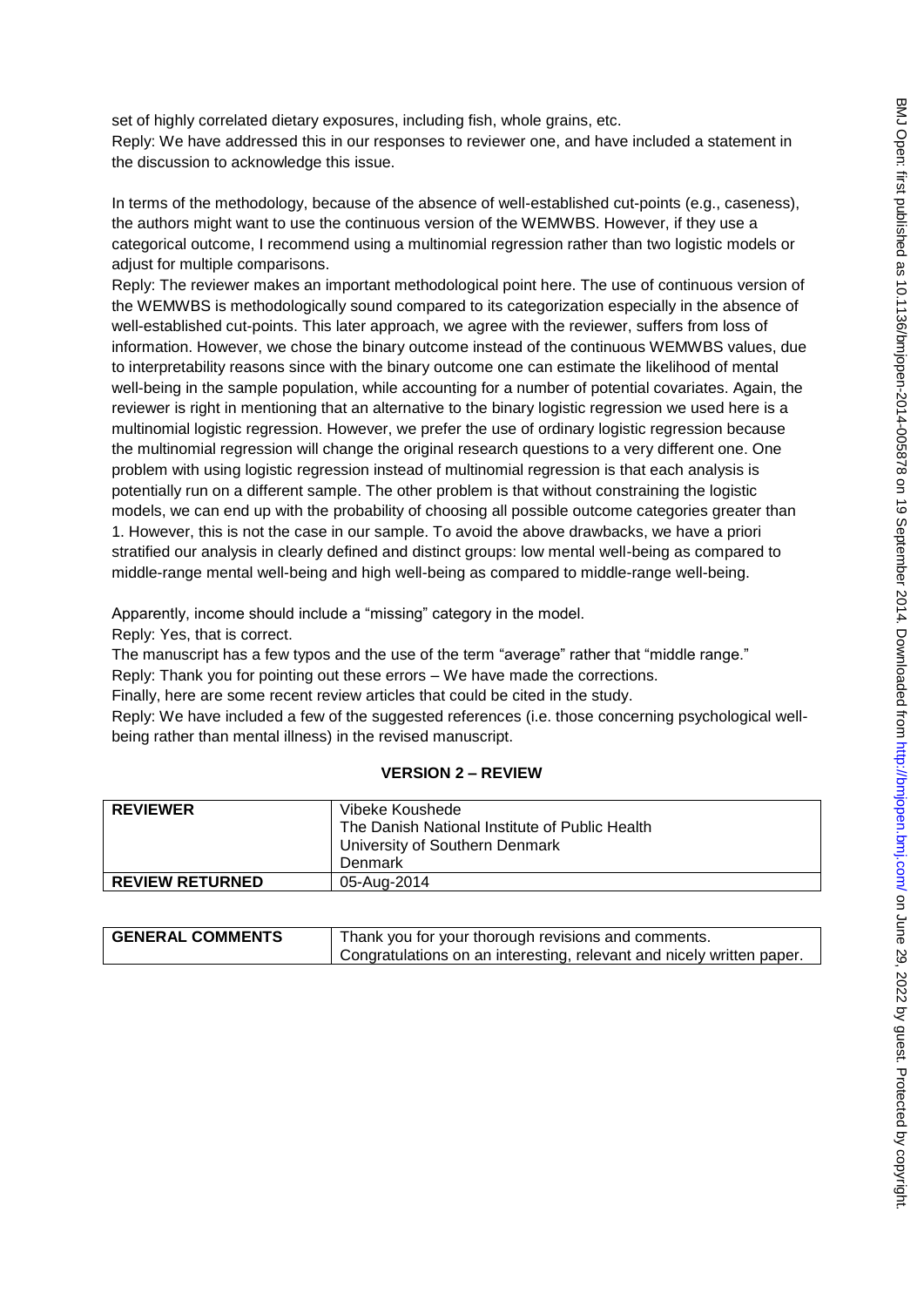set of highly correlated dietary exposures, including fish, whole grains, etc.

Reply: We have addressed this in our responses to reviewer one, and have included a statement in the discussion to acknowledge this issue.

In terms of the methodology, because of the absence of well-established cut-points (e.g., caseness), the authors might want to use the continuous version of the WEMWBS. However, if they use a categorical outcome, I recommend using a multinomial regression rather than two logistic models or adjust for multiple comparisons.

Reply: The reviewer makes an important methodological point here. The use of continuous version of the WEMWBS is methodologically sound compared to its categorization especially in the absence of well-established cut-points. This later approach, we agree with the reviewer, suffers from loss of information. However, we chose the binary outcome instead of the continuous WEMWBS values, due to interpretability reasons since with the binary outcome one can estimate the likelihood of mental well-being in the sample population, while accounting for a number of potential covariates. Again, the reviewer is right in mentioning that an alternative to the binary logistic regression we used here is a multinomial logistic regression. However, we prefer the use of ordinary logistic regression because the multinomial regression will change the original research questions to a very different one. One problem with using logistic regression instead of multinomial regression is that each analysis is potentially run on a different sample. The other problem is that without constraining the logistic models, we can end up with the probability of choosing all possible outcome categories greater than 1. However, this is not the case in our sample. To avoid the above drawbacks, we have a priori stratified our analysis in clearly defined and distinct groups: low mental well-being as compared to middle-range mental well-being and high well-being as compared to middle-range well-being.

Apparently, income should include a "missing" category in the model.

Reply: Yes, that is correct.

The manuscript has a few typos and the use of the term "average" rather that "middle range."

Reply: Thank you for pointing out these errors – We have made the corrections.

Finally, here are some recent review articles that could be cited in the study.

Reply: We have included a few of the suggested references (i.e. those concerning psychological well-being rather than mental illness) in the revised manuscript.

## VERSION 2 – REVIEW

| | |
|---|---|
| **REVIEWER** | Vibeke Koushede<br>The Danish National Institute of Public Health<br>University of Southern Denmark<br>Denmark |
| **REVIEW RETURNED** | 05-Aug-2014 |

| | |
|---|---|
| **GENERAL COMMENTS** | Thank you for your thorough revisions and comments.<br>Congratulations on an interesting, relevant and nicely written paper. |